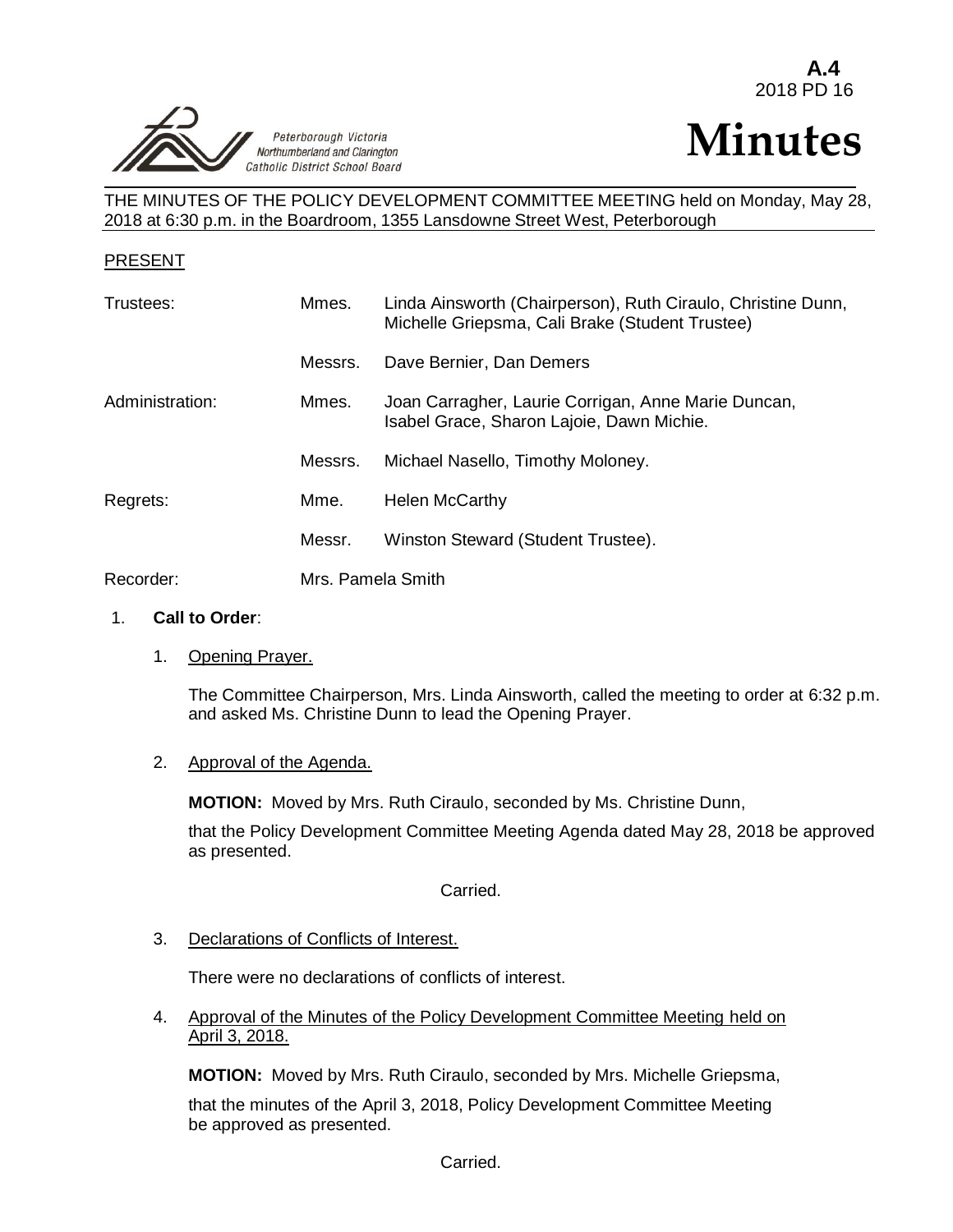**A.4**
2018 PD 16

Peterborough Victoria Northumberland and Clarington Catholic District School Board

# Minutes

THE MINUTES OF THE POLICY DEVELOPMENT COMMITTEE MEETING held on Monday, May 28, 2018 at 6:30 p.m. in the Boardroom, 1355 Lansdowne Street West, Peterborough

PRESENT

| | | |
|---|---|---|
| Trustees: | Mmes. | Linda Ainsworth (Chairperson), Ruth Ciraulo, Christine Dunn, Michelle Griepsma, Cali Brake (Student Trustee) |
| | Messrs. | Dave Bernier, Dan Demers |
| Administration: | Mmes. | Joan Carragher, Laurie Corrigan, Anne Marie Duncan, Isabel Grace, Sharon Lajoie, Dawn Michie. |
| | Messrs. | Michael Nasello, Timothy Moloney. |
| Regrets: | Mme. | Helen McCarthy |
| | Messr. | Winston Steward (Student Trustee). |
| Recorder: | Mrs. Pamela Smith | |

1. **Call to Order**:

   1. Opening Prayer.

      The Committee Chairperson, Mrs. Linda Ainsworth, called the meeting to order at 6:32 p.m. and asked Ms. Christine Dunn to lead the Opening Prayer.

   2. Approval of the Agenda.

      **MOTION:** Moved by Mrs. Ruth Ciraulo, seconded by Ms. Christine Dunn,

      that the Policy Development Committee Meeting Agenda dated May 28, 2018 be approved as presented.

      Carried.

   3. Declarations of Conflicts of Interest.

      There were no declarations of conflicts of interest.

   4. Approval of the Minutes of the Policy Development Committee Meeting held on April 3, 2018.

      **MOTION:** Moved by Mrs. Ruth Ciraulo, seconded by Mrs. Michelle Griepsma,

      that the minutes of the April 3, 2018, Policy Development Committee Meeting be approved as presented.

      Carried.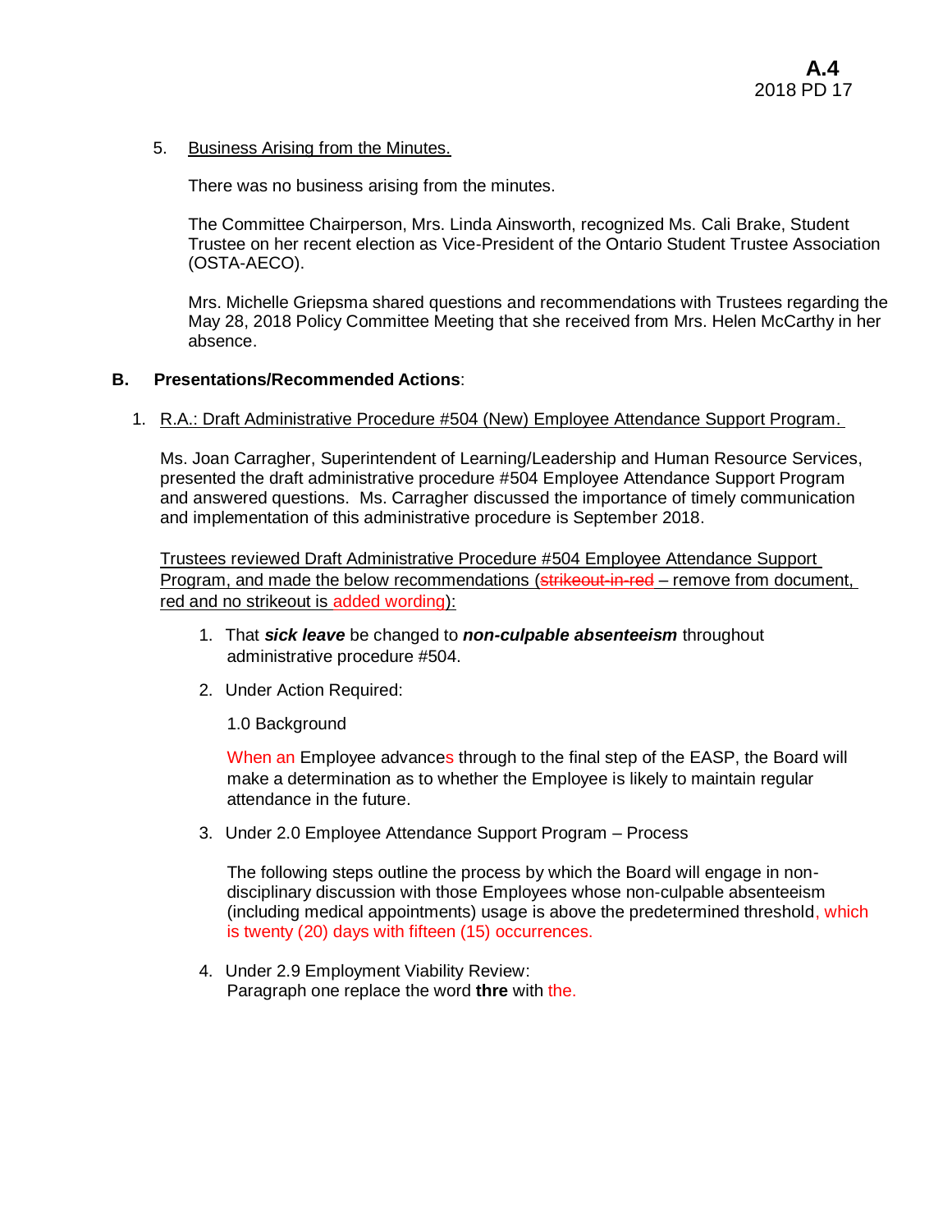5. Business Arising from the Minutes.

   There was no business arising from the minutes.

   The Committee Chairperson, Mrs. Linda Ainsworth, recognized Ms. Cali Brake, Student Trustee on her recent election as Vice-President of the Ontario Student Trustee Association (OSTA-AECO).

   Mrs. Michelle Griepsma shared questions and recommendations with Trustees regarding the May 28, 2018 Policy Committee Meeting that she received from Mrs. Helen McCarthy in her absence.

**B. Presentations/Recommended Actions**:

1. R.A.: Draft Administrative Procedure #504 (New) Employee Attendance Support Program.

   Ms. Joan Carragher, Superintendent of Learning/Leadership and Human Resource Services, presented the draft administrative procedure #504 Employee Attendance Support Program and answered questions. Ms. Carragher discussed the importance of timely communication and implementation of this administrative procedure is September 2018.

   Trustees reviewed Draft Administrative Procedure #504 Employee Attendance Support Program, and made the below recommendations (~~strikeout-in-red~~ – remove from document, red and no strikeout is added wording):

   1. That ***sick leave*** be changed to ***non-culpable absenteeism*** throughout administrative procedure #504.

   2. Under Action Required:

      1.0 Background

      When an Employee advances through to the final step of the EASP, the Board will make a determination as to whether the Employee is likely to maintain regular attendance in the future.

   3. Under 2.0 Employee Attendance Support Program – Process

      The following steps outline the process by which the Board will engage in non-disciplinary discussion with those Employees whose non-culpable absenteeism (including medical appointments) usage is above the predetermined threshold, which is twenty (20) days with fifteen (15) occurrences.

   4. Under 2.9 Employment Viability Review:
      Paragraph one replace the word **thre** with the.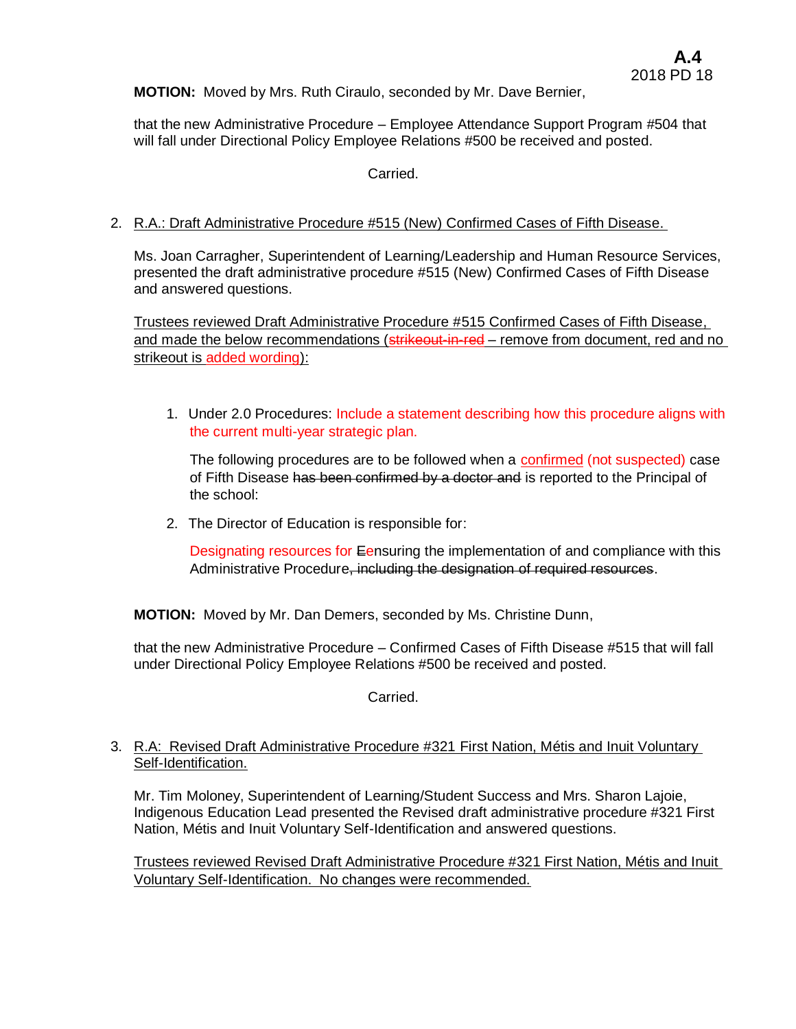**MOTION:** Moved by Mrs. Ruth Ciraulo, seconded by Mr. Dave Bernier,

that the new Administrative Procedure – Employee Attendance Support Program #504 that will fall under Directional Policy Employee Relations #500 be received and posted.

Carried.

2. R.A.: Draft Administrative Procedure #515 (New) Confirmed Cases of Fifth Disease.

   Ms. Joan Carragher, Superintendent of Learning/Leadership and Human Resource Services, presented the draft administrative procedure #515 (New) Confirmed Cases of Fifth Disease and answered questions.

   Trustees reviewed Draft Administrative Procedure #515 Confirmed Cases of Fifth Disease, and made the below recommendations (~~strikeout-in-red~~ – remove from document, red and no strikeout is added wording):

   1. Under 2.0 Procedures: Include a statement describing how this procedure aligns with the current multi-year strategic plan.

      The following procedures are to be followed when a confirmed (not suspected) case of Fifth Disease ~~has been confirmed by a doctor and~~ is reported to the Principal of the school:

   2. The Director of Education is responsible for:

      Designating resources for ~~E~~ensuring the implementation of and compliance with this Administrative Procedure~~, including the designation of required resources~~.

**MOTION:** Moved by Mr. Dan Demers, seconded by Ms. Christine Dunn,

that the new Administrative Procedure – Confirmed Cases of Fifth Disease #515 that will fall under Directional Policy Employee Relations #500 be received and posted.

Carried.

3. R.A: Revised Draft Administrative Procedure #321 First Nation, Métis and Inuit Voluntary Self-Identification.

   Mr. Tim Moloney, Superintendent of Learning/Student Success and Mrs. Sharon Lajoie, Indigenous Education Lead presented the Revised draft administrative procedure #321 First Nation, Métis and Inuit Voluntary Self-Identification and answered questions.

   Trustees reviewed Revised Draft Administrative Procedure #321 First Nation, Métis and Inuit Voluntary Self-Identification. No changes were recommended.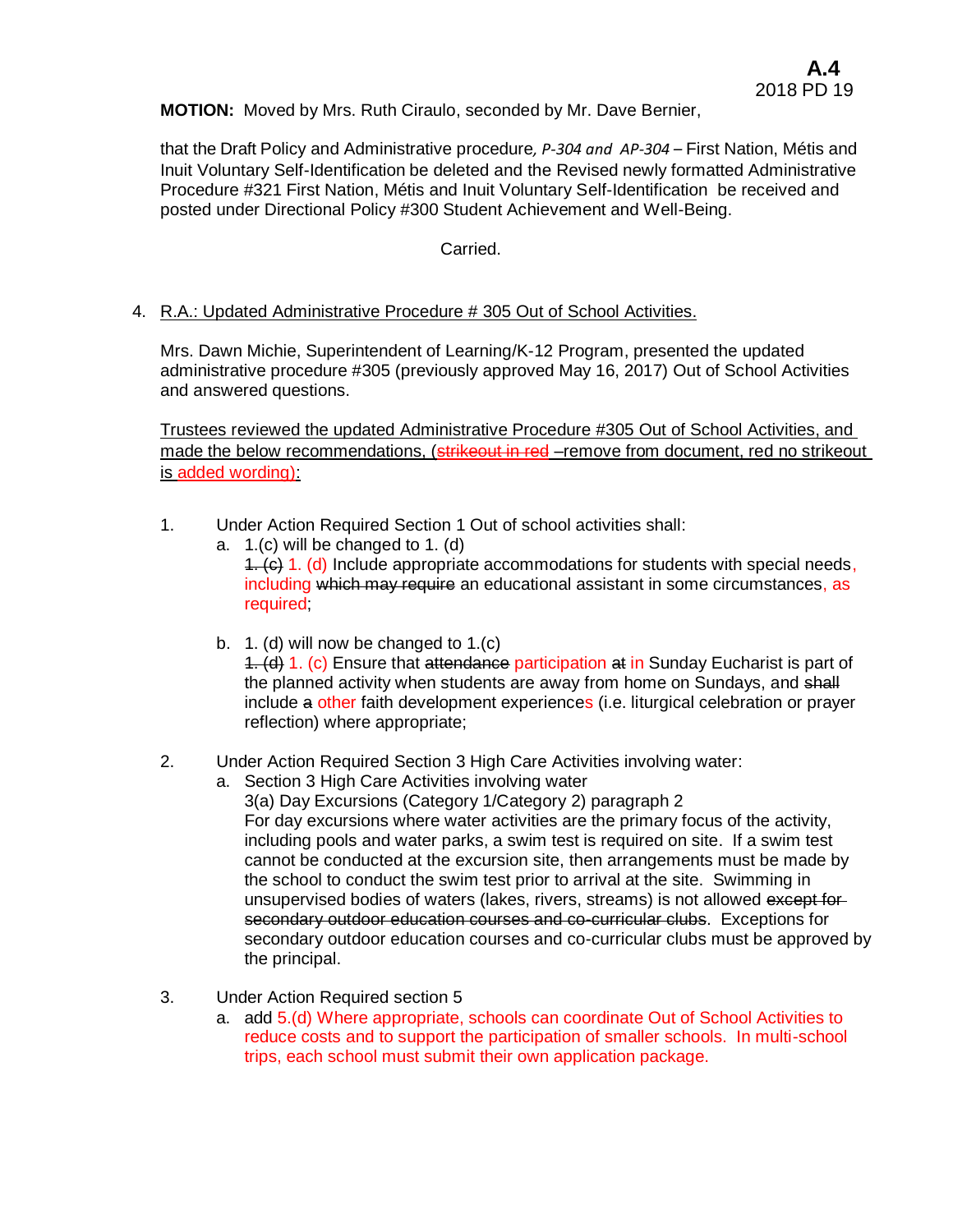**A.4**
2018 PD 19

**MOTION:** Moved by Mrs. Ruth Ciraulo, seconded by Mr. Dave Bernier,

that the Draft Policy and Administrative procedure, *P-304 and AP-304* – First Nation, Métis and Inuit Voluntary Self-Identification be deleted and the Revised newly formatted Administrative Procedure #321 First Nation, Métis and Inuit Voluntary Self-Identification be received and posted under Directional Policy #300 Student Achievement and Well-Being.

Carried.

4. R.A.: Updated Administrative Procedure # 305 Out of School Activities.

   Mrs. Dawn Michie, Superintendent of Learning/K-12 Program, presented the updated administrative procedure #305 (previously approved May 16, 2017) Out of School Activities and answered questions.

   Trustees reviewed the updated Administrative Procedure #305 Out of School Activities, and made the below recommendations, (~~strikeout in red~~ –remove from document, red no strikeout is added wording):

   1. Under Action Required Section 1 Out of school activities shall:
      a. 1.(c) will be changed to 1. (d)
         ~~1. (c)~~ 1. (d) Include appropriate accommodations for students with special needs, including ~~which may require~~ an educational assistant in some circumstances, as required;

      b. 1. (d) will now be changed to 1.(c)
         ~~1. (d)~~ 1. (c) Ensure that ~~attendance~~ participation ~~at~~ in Sunday Eucharist is part of the planned activity when students are away from home on Sundays, and ~~shall~~ include ~~a~~ other faith development experiences (i.e. liturgical celebration or prayer reflection) where appropriate;

   2. Under Action Required Section 3 High Care Activities involving water:
      a. Section 3 High Care Activities involving water
         3(a) Day Excursions (Category 1/Category 2) paragraph 2
         For day excursions where water activities are the primary focus of the activity, including pools and water parks, a swim test is required on site. If a swim test cannot be conducted at the excursion site, then arrangements must be made by the school to conduct the swim test prior to arrival at the site. Swimming in unsupervised bodies of waters (lakes, rivers, streams) is not allowed ~~except for secondary outdoor education courses and co-curricular clubs~~. Exceptions for secondary outdoor education courses and co-curricular clubs must be approved by the principal.

   3. Under Action Required section 5
      a. add 5.(d) Where appropriate, schools can coordinate Out of School Activities to reduce costs and to support the participation of smaller schools. In multi-school trips, each school must submit their own application package.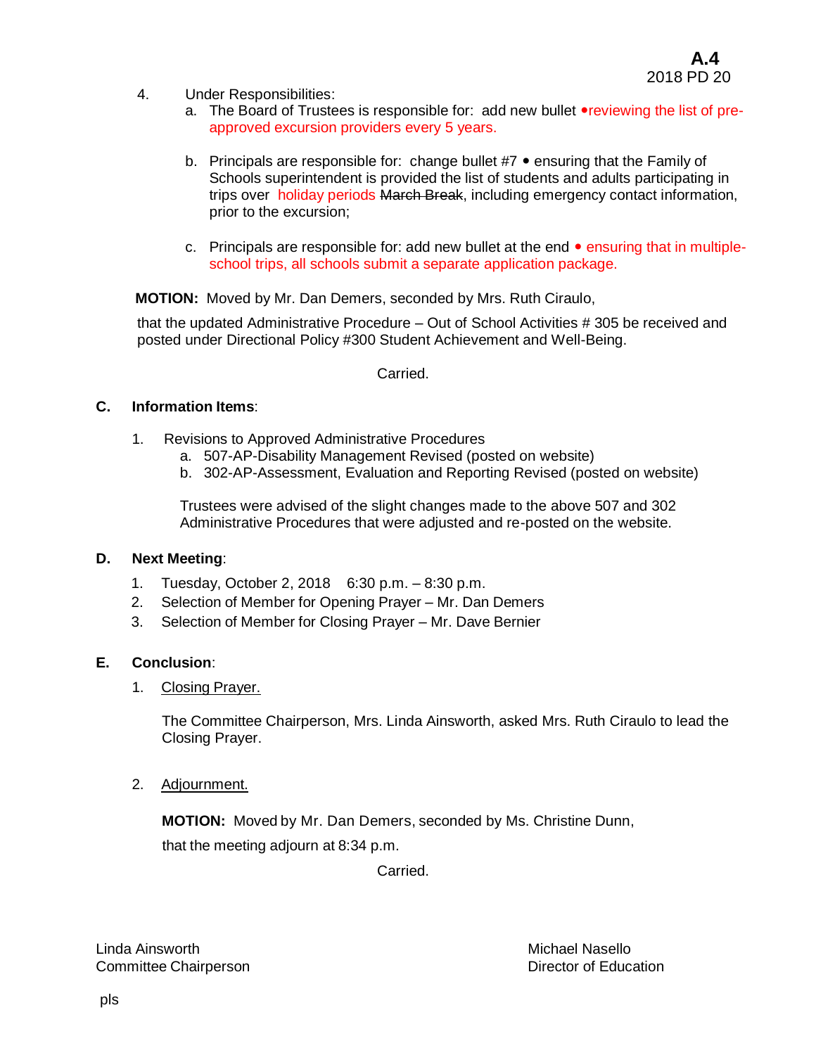A.4
2018 PD 20

4. Under Responsibilities:
   a. The Board of Trustees is responsible for: add new bullet •reviewing the list of pre-approved excursion providers every 5 years.

   b. Principals are responsible for: change bullet #7 • ensuring that the Family of Schools superintendent is provided the list of students and adults participating in trips over holiday periods ~~March Break~~, including emergency contact information, prior to the excursion;

   c. Principals are responsible for: add new bullet at the end • ensuring that in multiple-school trips, all schools submit a separate application package.

**MOTION:** Moved by Mr. Dan Demers, seconded by Mrs. Ruth Ciraulo,

that the updated Administrative Procedure – Out of School Activities # 305 be received and posted under Directional Policy #300 Student Achievement and Well-Being.

Carried.

## C. Information Items:

1. Revisions to Approved Administrative Procedures
   a. 507-AP-Disability Management Revised (posted on website)
   b. 302-AP-Assessment, Evaluation and Reporting Revised (posted on website)

   Trustees were advised of the slight changes made to the above 507 and 302 Administrative Procedures that were adjusted and re-posted on the website.

## D. Next Meeting:

1. Tuesday, October 2, 2018 6:30 p.m. – 8:30 p.m.
2. Selection of Member for Opening Prayer – Mr. Dan Demers
3. Selection of Member for Closing Prayer – Mr. Dave Bernier

## E. Conclusion:

1. Closing Prayer.

   The Committee Chairperson, Mrs. Linda Ainsworth, asked Mrs. Ruth Ciraulo to lead the Closing Prayer.

2. Adjournment.

   **MOTION:** Moved by Mr. Dan Demers, seconded by Ms. Christine Dunn,

   that the meeting adjourn at 8:34 p.m.

   Carried.

Linda Ainsworth
Committee Chairperson

Michael Nasello
Director of Education

pls